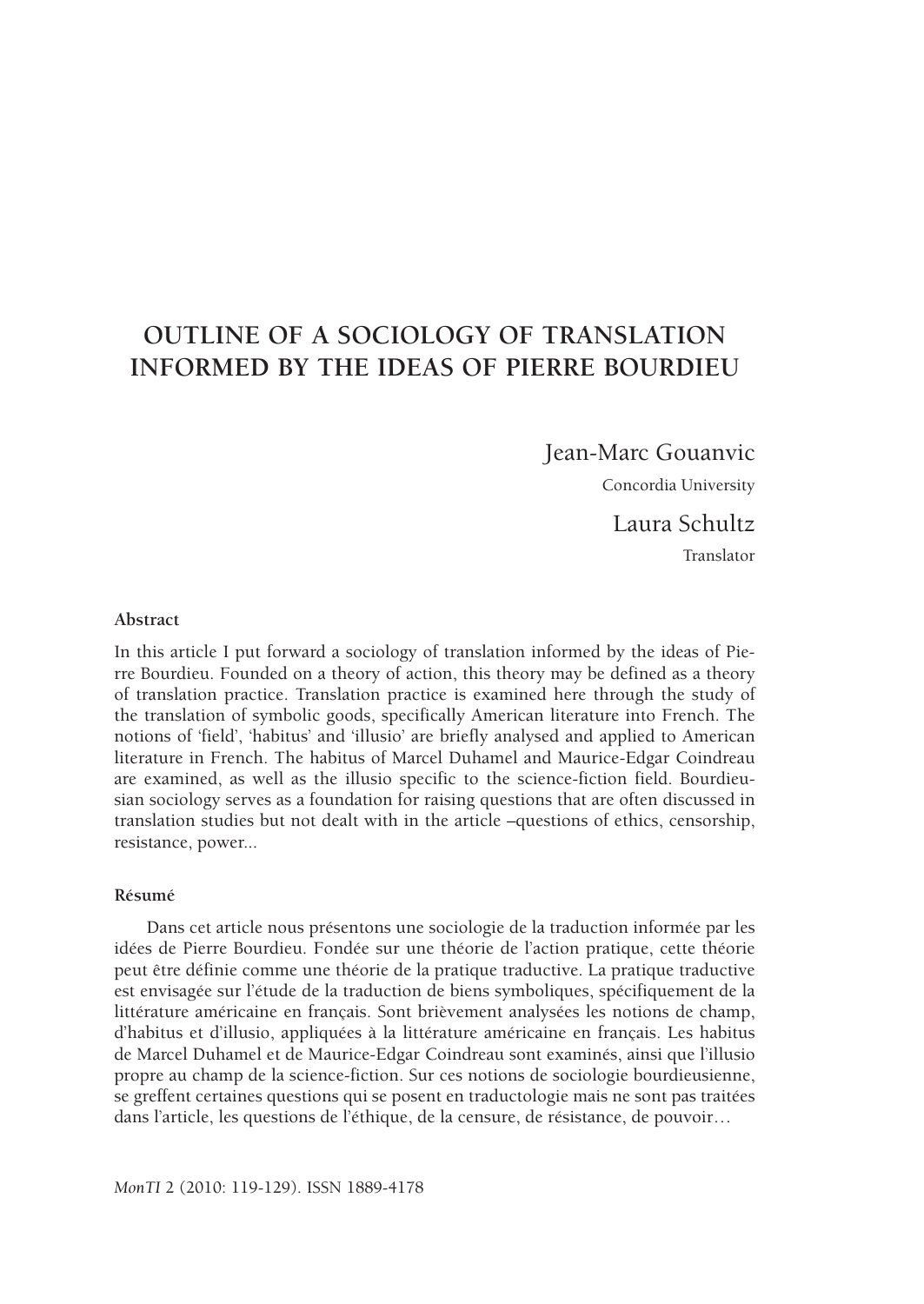# OUTLINE OF A SOCIOLOGY OF TRANSLATION INFORMED BY THE IDEAS OF PIERRE BOURDIEU

Jean-Marc Gouanvic
Concordia University

Laura Schultz
Translator

**Abstract**

In this article I put forward a sociology of translation informed by the ideas of Pierre Bourdieu. Founded on a theory of action, this theory may be defined as a theory of translation practice. Translation practice is examined here through the study of the translation of symbolic goods, specifically American literature into French. The notions of 'field', 'habitus' and 'illusio' are briefly analysed and applied to American literature in French. The habitus of Marcel Duhamel and Maurice-Edgar Coindreau are examined, as well as the illusio specific to the science-fiction field. Bourdieusian sociology serves as a foundation for raising questions that are often discussed in translation studies but not dealt with in the article –questions of ethics, censorship, resistance, power...

**Résumé**

Dans cet article nous présentons une sociologie de la traduction informée par les idées de Pierre Bourdieu. Fondée sur une théorie de l'action pratique, cette théorie peut être définie comme une théorie de la pratique traductive. La pratique traductive est envisagée sur l'étude de la traduction de biens symboliques, spécifiquement de la littérature américaine en français. Sont brièvement analysées les notions de champ, d'habitus et d'illusio, appliquées à la littérature américaine en français. Les habitus de Marcel Duhamel et de Maurice-Edgar Coindreau sont examinés, ainsi que l'illusio propre au champ de la science-fiction. Sur ces notions de sociologie bourdieusienne, se greffent certaines questions qui se posent en traductologie mais ne sont pas traitées dans l'article, les questions de l'éthique, de la censure, de résistance, de pouvoir…

*MonTI* 2 (2010: 119-129). ISSN 1889-4178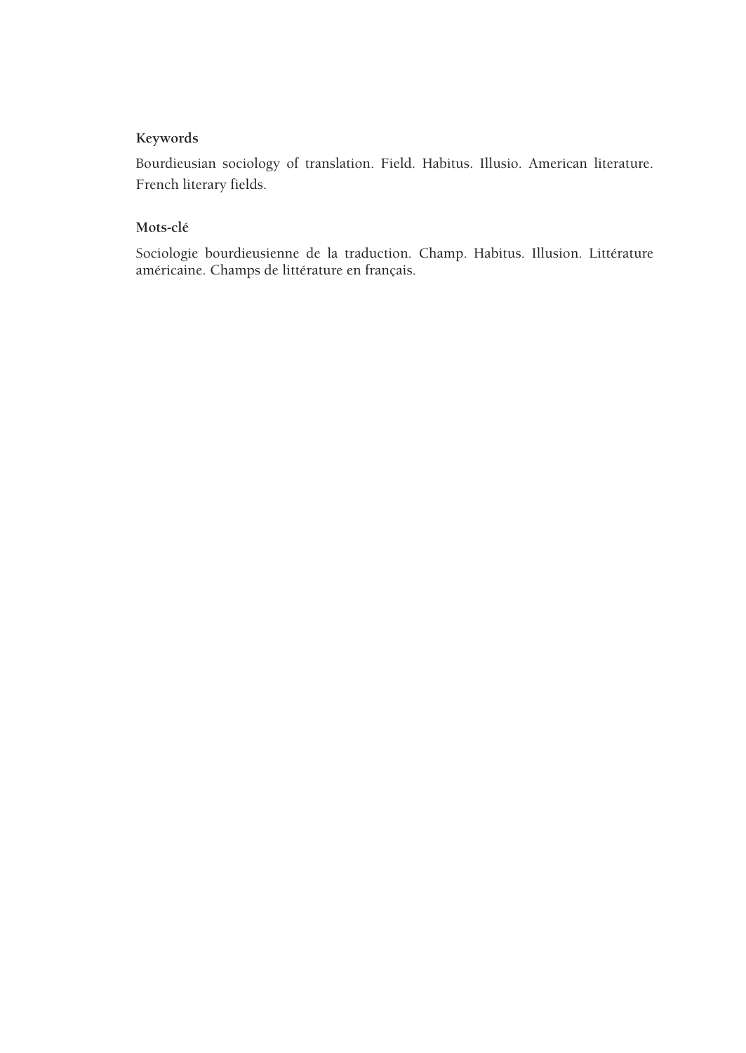**Keywords**

Bourdieusian sociology of translation. Field. Habitus. Illusio. American literature. French literary fields.

**Mots-clé**

Sociologie bourdieusienne de la traduction. Champ. Habitus. Illusion. Littérature américaine. Champs de littérature en français.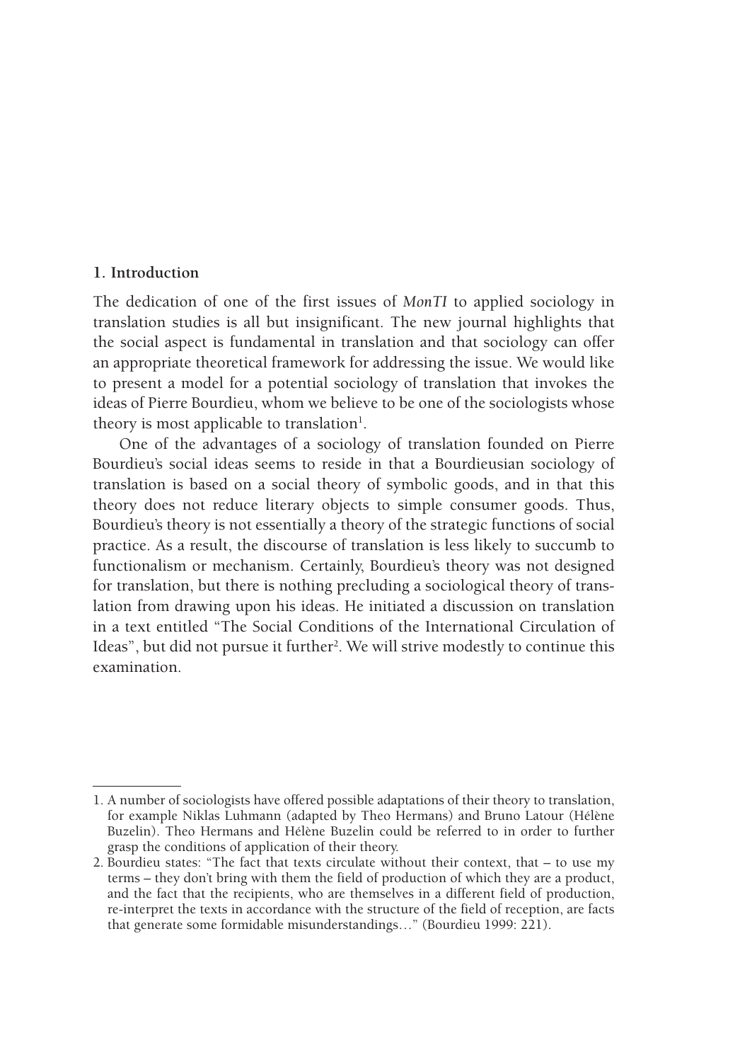## 1. Introduction

The dedication of one of the first issues of *MonTI* to applied sociology in translation studies is all but insignificant. The new journal highlights that the social aspect is fundamental in translation and that sociology can offer an appropriate theoretical framework for addressing the issue. We would like to present a model for a potential sociology of translation that invokes the ideas of Pierre Bourdieu, whom we believe to be one of the sociologists whose theory is most applicable to translation[1].

One of the advantages of a sociology of translation founded on Pierre Bourdieu's social ideas seems to reside in that a Bourdieusian sociology of translation is based on a social theory of symbolic goods, and in that this theory does not reduce literary objects to simple consumer goods. Thus, Bourdieu's theory is not essentially a theory of the strategic functions of social practice. As a result, the discourse of translation is less likely to succumb to functionalism or mechanism. Certainly, Bourdieu's theory was not designed for translation, but there is nothing precluding a sociological theory of translation from drawing upon his ideas. He initiated a discussion on translation in a text entitled "The Social Conditions of the International Circulation of Ideas", but did not pursue it further[2]. We will strive modestly to continue this examination.

---

1. A number of sociologists have offered possible adaptations of their theory to translation, for example Niklas Luhmann (adapted by Theo Hermans) and Bruno Latour (Hélène Buzelin). Theo Hermans and Hélène Buzelin could be referred to in order to further grasp the conditions of application of their theory.
2. Bourdieu states: "The fact that texts circulate without their context, that – to use my terms – they don't bring with them the field of production of which they are a product, and the fact that the recipients, who are themselves in a different field of production, re-interpret the texts in accordance with the structure of the field of reception, are facts that generate some formidable misunderstandings…" (Bourdieu 1999: 221).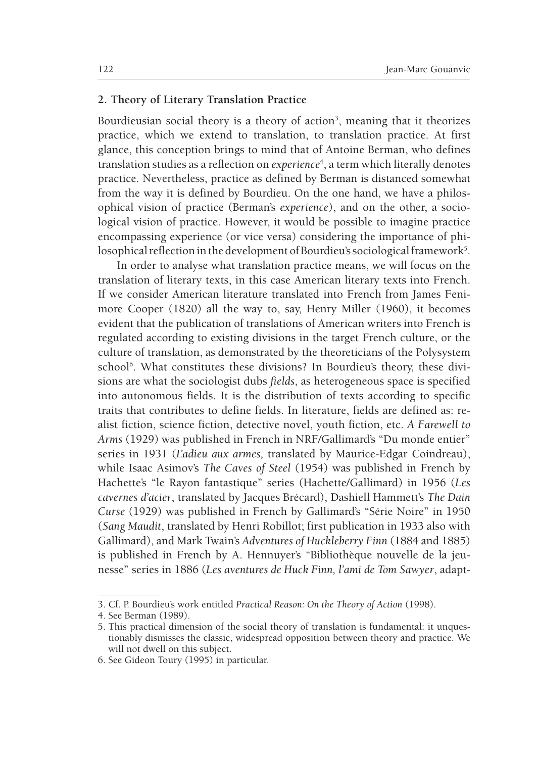## 2. Theory of Literary Translation Practice

Bourdieusian social theory is a theory of action[3], meaning that it theorizes practice, which we extend to translation, to translation practice. At first glance, this conception brings to mind that of Antoine Berman, who defines translation studies as a reflection on *experience*[4], a term which literally denotes practice. Nevertheless, practice as defined by Berman is distanced somewhat from the way it is defined by Bourdieu. On the one hand, we have a philosophical vision of practice (Berman's *experience*), and on the other, a sociological vision of practice. However, it would be possible to imagine practice encompassing experience (or vice versa) considering the importance of philosophical reflection in the development of Bourdieu's sociological framework[5].

In order to analyse what translation practice means, we will focus on the translation of literary texts, in this case American literary texts into French. If we consider American literature translated into French from James Fenimore Cooper (1820) all the way to, say, Henry Miller (1960), it becomes evident that the publication of translations of American writers into French is regulated according to existing divisions in the target French culture, or the culture of translation, as demonstrated by the theoreticians of the Polysystem school[6]. What constitutes these divisions? In Bourdieu's theory, these divisions are what the sociologist dubs *fields*, as heterogeneous space is specified into autonomous fields. It is the distribution of texts according to specific traits that contributes to define fields. In literature, fields are defined as: realist fiction, science fiction, detective novel, youth fiction, etc. *A Farewell to Arms* (1929) was published in French in NRF/Gallimard's "Du monde entier" series in 1931 (*L'adieu aux armes,* translated by Maurice-Edgar Coindreau), while Isaac Asimov's *The Caves of Steel* (1954) was published in French by Hachette's "le Rayon fantastique" series (Hachette/Gallimard) in 1956 (*Les cavernes d'acier*, translated by Jacques Brécard), Dashiell Hammett's *The Dain Curse* (1929) was published in French by Gallimard's "Série Noire" in 1950 (*Sang Maudit*, translated by Henri Robillot; first publication in 1933 also with Gallimard), and Mark Twain's *Adventures of Huckleberry Finn* (1884 and 1885) is published in French by A. Hennuyer's "Bibliothèque nouvelle de la jeunesse" series in 1886 (*Les aventures de Huck Finn, l'ami de Tom Sawyer*, adapt-

---

3. Cf. P. Bourdieu's work entitled *Practical Reason: On the Theory of Action* (1998).

4. See Berman (1989).

5. This practical dimension of the social theory of translation is fundamental: it unquestionably dismisses the classic, widespread opposition between theory and practice. We will not dwell on this subject.

6. See Gideon Toury (1995) in particular.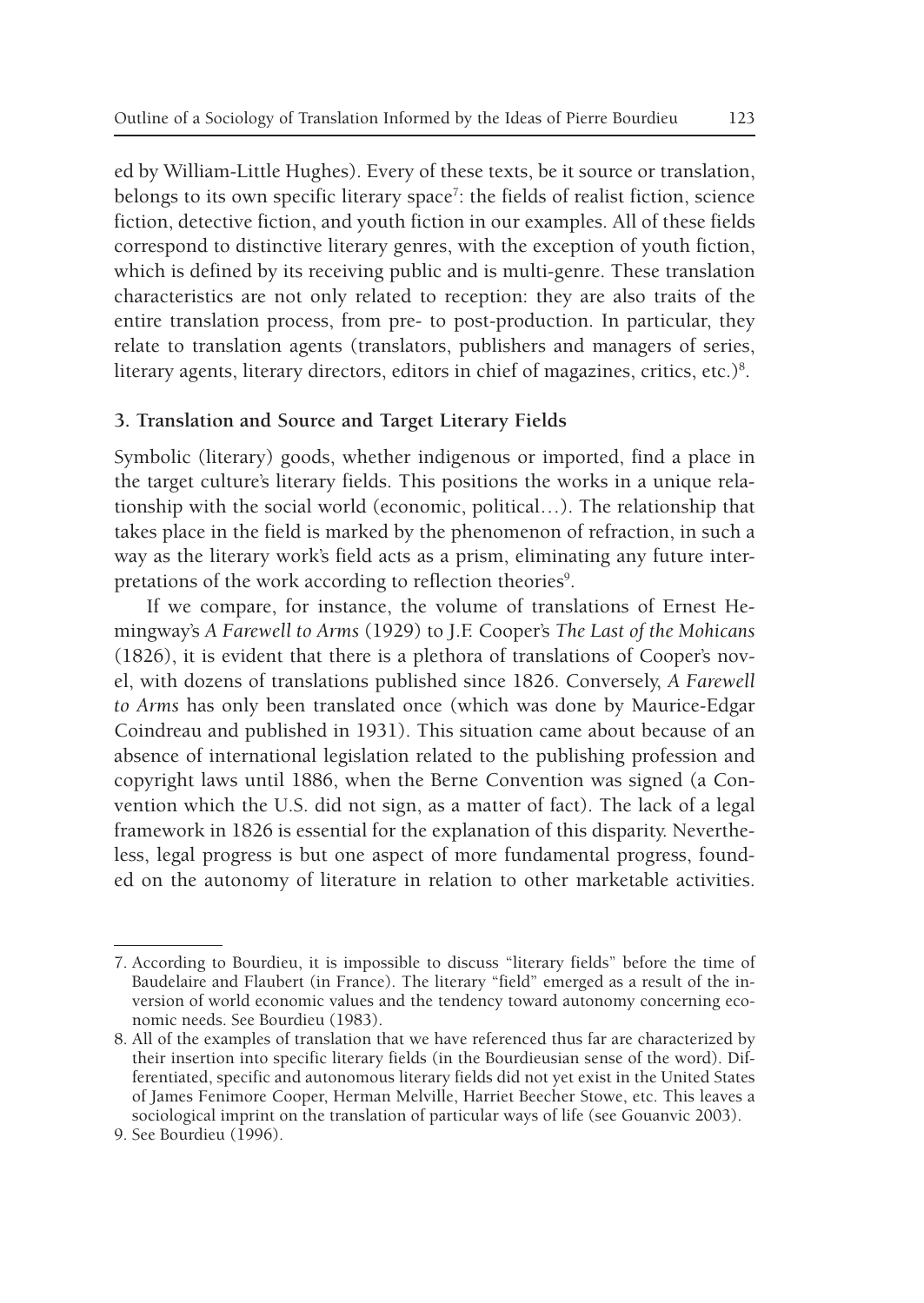ed by William-Little Hughes). Every of these texts, be it source or translation, belongs to its own specific literary space[7]: the fields of realist fiction, science fiction, detective fiction, and youth fiction in our examples. All of these fields correspond to distinctive literary genres, with the exception of youth fiction, which is defined by its receiving public and is multi-genre. These translation characteristics are not only related to reception: they are also traits of the entire translation process, from pre- to post-production. In particular, they relate to translation agents (translators, publishers and managers of series, literary agents, literary directors, editors in chief of magazines, critics, etc.)[8].

### 3. Translation and Source and Target Literary Fields

Symbolic (literary) goods, whether indigenous or imported, find a place in the target culture's literary fields. This positions the works in a unique relationship with the social world (economic, political…). The relationship that takes place in the field is marked by the phenomenon of refraction, in such a way as the literary work's field acts as a prism, eliminating any future interpretations of the work according to reflection theories[9].

If we compare, for instance, the volume of translations of Ernest Hemingway's *A Farewell to Arms* (1929) to J.F. Cooper's *The Last of the Mohicans* (1826), it is evident that there is a plethora of translations of Cooper's novel, with dozens of translations published since 1826. Conversely, *A Farewell to Arms* has only been translated once (which was done by Maurice-Edgar Coindreau and published in 1931). This situation came about because of an absence of international legislation related to the publishing profession and copyright laws until 1886, when the Berne Convention was signed (a Convention which the U.S. did not sign, as a matter of fact). The lack of a legal framework in 1826 is essential for the explanation of this disparity. Nevertheless, legal progress is but one aspect of more fundamental progress, founded on the autonomy of literature in relation to other marketable activities.

---

7. According to Bourdieu, it is impossible to discuss "literary fields" before the time of Baudelaire and Flaubert (in France). The literary "field" emerged as a result of the inversion of world economic values and the tendency toward autonomy concerning economic needs. See Bourdieu (1983).

8. All of the examples of translation that we have referenced thus far are characterized by their insertion into specific literary fields (in the Bourdieusian sense of the word). Differentiated, specific and autonomous literary fields did not yet exist in the United States of James Fenimore Cooper, Herman Melville, Harriet Beecher Stowe, etc. This leaves a sociological imprint on the translation of particular ways of life (see Gouanvic 2003).

9. See Bourdieu (1996).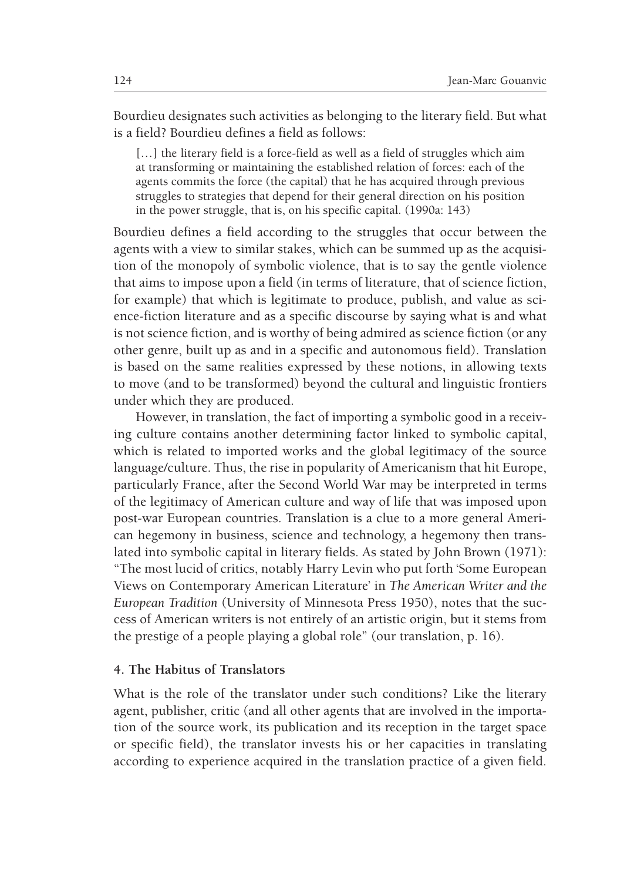Bourdieu designates such activities as belonging to the literary field. But what is a field? Bourdieu defines a field as follows:

> […] the literary field is a force-field as well as a field of struggles which aim at transforming or maintaining the established relation of forces: each of the agents commits the force (the capital) that he has acquired through previous struggles to strategies that depend for their general direction on his position in the power struggle, that is, on his specific capital. (1990a: 143)

Bourdieu defines a field according to the struggles that occur between the agents with a view to similar stakes, which can be summed up as the acquisition of the monopoly of symbolic violence, that is to say the gentle violence that aims to impose upon a field (in terms of literature, that of science fiction, for example) that which is legitimate to produce, publish, and value as science-fiction literature and as a specific discourse by saying what is and what is not science fiction, and is worthy of being admired as science fiction (or any other genre, built up as and in a specific and autonomous field). Translation is based on the same realities expressed by these notions, in allowing texts to move (and to be transformed) beyond the cultural and linguistic frontiers under which they are produced.

However, in translation, the fact of importing a symbolic good in a receiving culture contains another determining factor linked to symbolic capital, which is related to imported works and the global legitimacy of the source language/culture. Thus, the rise in popularity of Americanism that hit Europe, particularly France, after the Second World War may be interpreted in terms of the legitimacy of American culture and way of life that was imposed upon post-war European countries. Translation is a clue to a more general American hegemony in business, science and technology, a hegemony then translated into symbolic capital in literary fields. As stated by John Brown (1971): "The most lucid of critics, notably Harry Levin who put forth 'Some European Views on Contemporary American Literature' in *The American Writer and the European Tradition* (University of Minnesota Press 1950), notes that the success of American writers is not entirely of an artistic origin, but it stems from the prestige of a people playing a global role" (our translation, p. 16).

## 4. The Habitus of Translators

What is the role of the translator under such conditions? Like the literary agent, publisher, critic (and all other agents that are involved in the importation of the source work, its publication and its reception in the target space or specific field), the translator invests his or her capacities in translating according to experience acquired in the translation practice of a given field.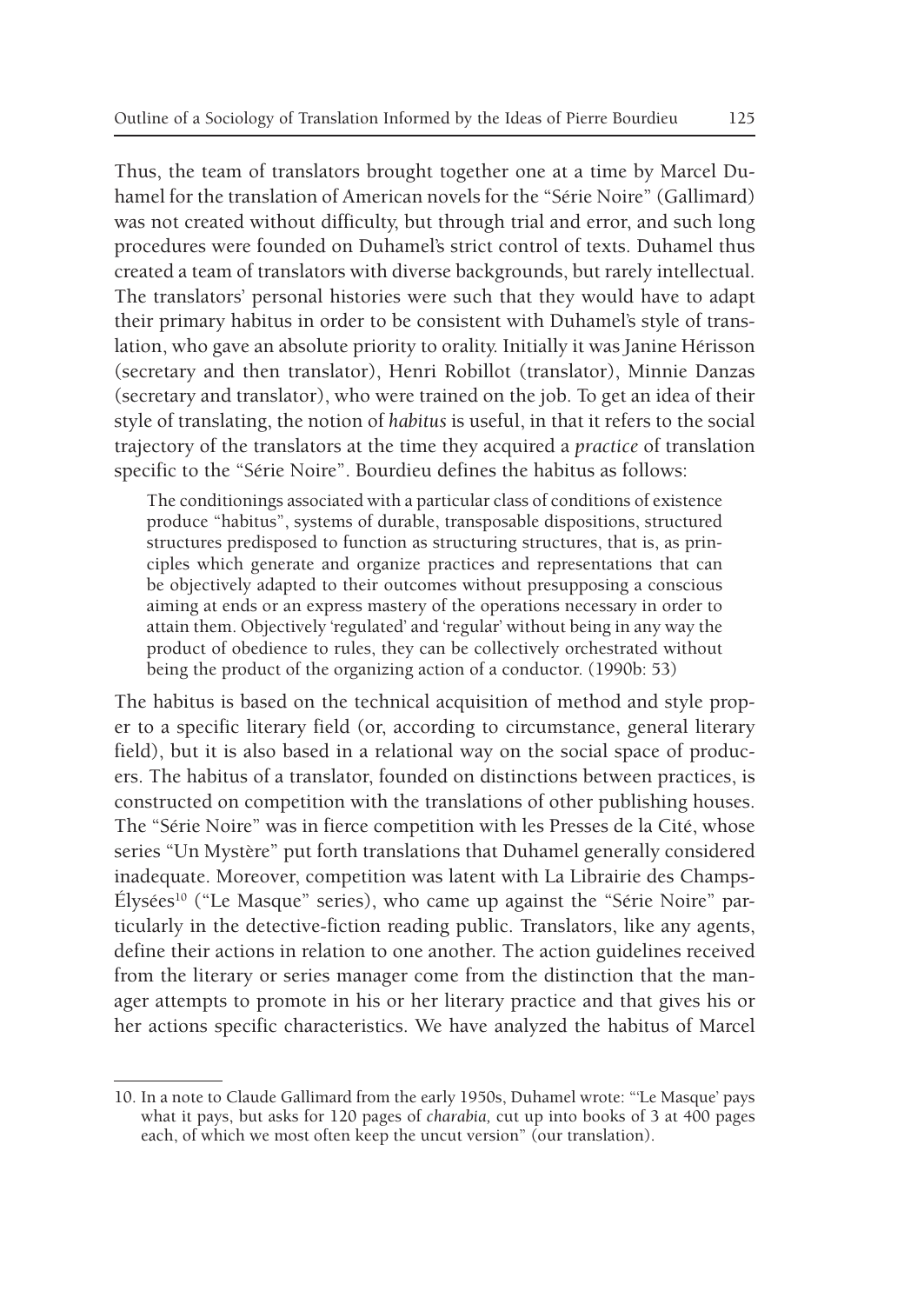Thus, the team of translators brought together one at a time by Marcel Duhamel for the translation of American novels for the "Série Noire" (Gallimard) was not created without difficulty, but through trial and error, and such long procedures were founded on Duhamel's strict control of texts. Duhamel thus created a team of translators with diverse backgrounds, but rarely intellectual. The translators' personal histories were such that they would have to adapt their primary habitus in order to be consistent with Duhamel's style of translation, who gave an absolute priority to orality. Initially it was Janine Hérisson (secretary and then translator), Henri Robillot (translator), Minnie Danzas (secretary and translator), who were trained on the job. To get an idea of their style of translating, the notion of *habitus* is useful, in that it refers to the social trajectory of the translators at the time they acquired a *practice* of translation specific to the "Série Noire". Bourdieu defines the habitus as follows:

> The conditionings associated with a particular class of conditions of existence produce "habitus", systems of durable, transposable dispositions, structured structures predisposed to function as structuring structures, that is, as principles which generate and organize practices and representations that can be objectively adapted to their outcomes without presupposing a conscious aiming at ends or an express mastery of the operations necessary in order to attain them. Objectively 'regulated' and 'regular' without being in any way the product of obedience to rules, they can be collectively orchestrated without being the product of the organizing action of a conductor. (1990b: 53)

The habitus is based on the technical acquisition of method and style proper to a specific literary field (or, according to circumstance, general literary field), but it is also based in a relational way on the social space of producers. The habitus of a translator, founded on distinctions between practices, is constructed on competition with the translations of other publishing houses. The "Série Noire" was in fierce competition with les Presses de la Cité, whose series "Un Mystère" put forth translations that Duhamel generally considered inadequate. Moreover, competition was latent with La Librairie des Champs-Élysées[10] ("Le Masque" series), who came up against the "Série Noire" particularly in the detective-fiction reading public. Translators, like any agents, define their actions in relation to one another. The action guidelines received from the literary or series manager come from the distinction that the manager attempts to promote in his or her literary practice and that gives his or her actions specific characteristics. We have analyzed the habitus of Marcel

---

10. In a note to Claude Gallimard from the early 1950s, Duhamel wrote: "'Le Masque' pays what it pays, but asks for 120 pages of *charabia,* cut up into books of 3 at 400 pages each, of which we most often keep the uncut version" (our translation).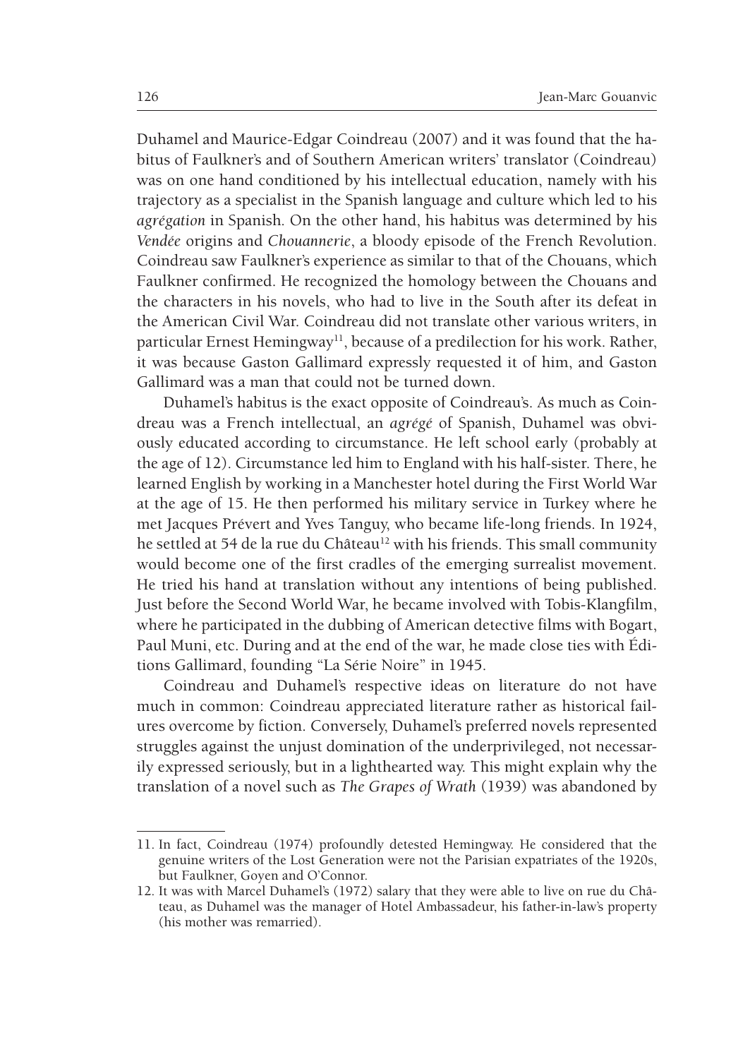Duhamel and Maurice-Edgar Coindreau (2007) and it was found that the habitus of Faulkner's and of Southern American writers' translator (Coindreau) was on one hand conditioned by his intellectual education, namely with his trajectory as a specialist in the Spanish language and culture which led to his *agrégation* in Spanish. On the other hand, his habitus was determined by his *Vendée* origins and *Chouannerie*, a bloody episode of the French Revolution. Coindreau saw Faulkner's experience as similar to that of the Chouans, which Faulkner confirmed. He recognized the homology between the Chouans and the characters in his novels, who had to live in the South after its defeat in the American Civil War. Coindreau did not translate other various writers, in particular Ernest Hemingway[11], because of a predilection for his work. Rather, it was because Gaston Gallimard expressly requested it of him, and Gaston Gallimard was a man that could not be turned down.

Duhamel's habitus is the exact opposite of Coindreau's. As much as Coindreau was a French intellectual, an *agrégé* of Spanish, Duhamel was obviously educated according to circumstance. He left school early (probably at the age of 12). Circumstance led him to England with his half-sister. There, he learned English by working in a Manchester hotel during the First World War at the age of 15. He then performed his military service in Turkey where he met Jacques Prévert and Yves Tanguy, who became life-long friends. In 1924, he settled at 54 de la rue du Château[12] with his friends. This small community would become one of the first cradles of the emerging surrealist movement. He tried his hand at translation without any intentions of being published. Just before the Second World War, he became involved with Tobis-Klangfilm, where he participated in the dubbing of American detective films with Bogart, Paul Muni, etc. During and at the end of the war, he made close ties with Éditions Gallimard, founding "La Série Noire" in 1945.

Coindreau and Duhamel's respective ideas on literature do not have much in common: Coindreau appreciated literature rather as historical failures overcome by fiction. Conversely, Duhamel's preferred novels represented struggles against the unjust domination of the underprivileged, not necessarily expressed seriously, but in a lighthearted way. This might explain why the translation of a novel such as *The Grapes of Wrath* (1939) was abandoned by

---

11. In fact, Coindreau (1974) profoundly detested Hemingway. He considered that the genuine writers of the Lost Generation were not the Parisian expatriates of the 1920s, but Faulkner, Goyen and O'Connor.

12. It was with Marcel Duhamel's (1972) salary that they were able to live on rue du Château, as Duhamel was the manager of Hotel Ambassadeur, his father-in-law's property (his mother was remarried).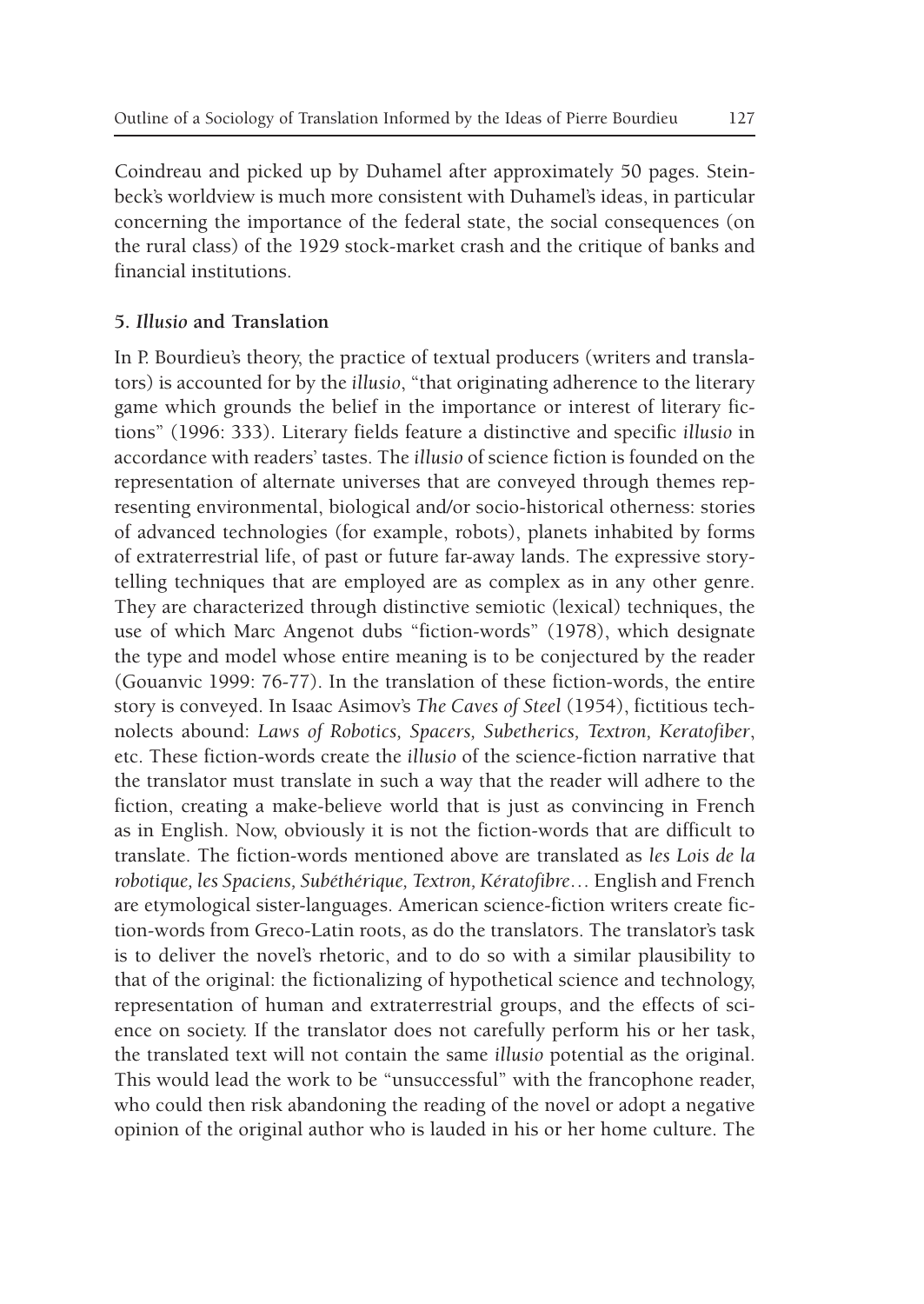Coindreau and picked up by Duhamel after approximately 50 pages. Steinbeck's worldview is much more consistent with Duhamel's ideas, in particular concerning the importance of the federal state, the social consequences (on the rural class) of the 1929 stock-market crash and the critique of banks and financial institutions.

## 5. *Illusio* and Translation

In P. Bourdieu's theory, the practice of textual producers (writers and translators) is accounted for by the *illusio*, "that originating adherence to the literary game which grounds the belief in the importance or interest of literary fictions" (1996: 333). Literary fields feature a distinctive and specific *illusio* in accordance with readers' tastes. The *illusio* of science fiction is founded on the representation of alternate universes that are conveyed through themes representing environmental, biological and/or socio-historical otherness: stories of advanced technologies (for example, robots), planets inhabited by forms of extraterrestrial life, of past or future far-away lands. The expressive storytelling techniques that are employed are as complex as in any other genre. They are characterized through distinctive semiotic (lexical) techniques, the use of which Marc Angenot dubs "fiction-words" (1978), which designate the type and model whose entire meaning is to be conjectured by the reader (Gouanvic 1999: 76-77). In the translation of these fiction-words, the entire story is conveyed. In Isaac Asimov's *The Caves of Steel* (1954), fictitious technolects abound: *Laws of Robotics, Spacers, Subetherics, Textron, Keratofiber*, etc. These fiction-words create the *illusio* of the science-fiction narrative that the translator must translate in such a way that the reader will adhere to the fiction, creating a make-believe world that is just as convincing in French as in English. Now, obviously it is not the fiction-words that are difficult to translate. The fiction-words mentioned above are translated as *les Lois de la robotique, les Spaciens, Subéthérique, Textron, Kératofibre*… English and French are etymological sister-languages. American science-fiction writers create fiction-words from Greco-Latin roots, as do the translators. The translator's task is to deliver the novel's rhetoric, and to do so with a similar plausibility to that of the original: the fictionalizing of hypothetical science and technology, representation of human and extraterrestrial groups, and the effects of science on society. If the translator does not carefully perform his or her task, the translated text will not contain the same *illusio* potential as the original. This would lead the work to be "unsuccessful" with the francophone reader, who could then risk abandoning the reading of the novel or adopt a negative opinion of the original author who is lauded in his or her home culture. The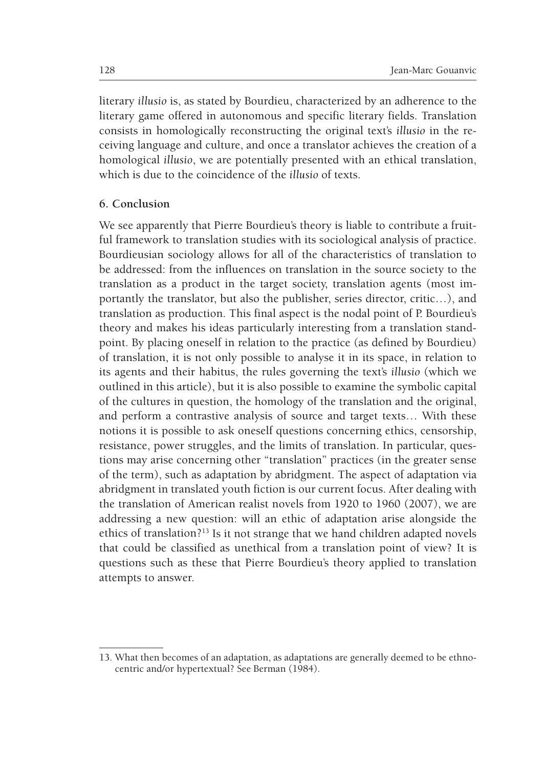literary *illusio* is, as stated by Bourdieu, characterized by an adherence to the literary game offered in autonomous and specific literary fields. Translation consists in homologically reconstructing the original text's *illusio* in the receiving language and culture, and once a translator achieves the creation of a homological *illusio*, we are potentially presented with an ethical translation, which is due to the coincidence of the *illusio* of texts.

## 6. Conclusion

We see apparently that Pierre Bourdieu's theory is liable to contribute a fruitful framework to translation studies with its sociological analysis of practice. Bourdieusian sociology allows for all of the characteristics of translation to be addressed: from the influences on translation in the source society to the translation as a product in the target society, translation agents (most importantly the translator, but also the publisher, series director, critic…), and translation as production. This final aspect is the nodal point of P. Bourdieu's theory and makes his ideas particularly interesting from a translation standpoint. By placing oneself in relation to the practice (as defined by Bourdieu) of translation, it is not only possible to analyse it in its space, in relation to its agents and their habitus, the rules governing the text's *illusio* (which we outlined in this article), but it is also possible to examine the symbolic capital of the cultures in question, the homology of the translation and the original, and perform a contrastive analysis of source and target texts… With these notions it is possible to ask oneself questions concerning ethics, censorship, resistance, power struggles, and the limits of translation. In particular, questions may arise concerning other "translation" practices (in the greater sense of the term), such as adaptation by abridgment. The aspect of adaptation via abridgment in translated youth fiction is our current focus. After dealing with the translation of American realist novels from 1920 to 1960 (2007), we are addressing a new question: will an ethic of adaptation arise alongside the ethics of translation?[13] Is it not strange that we hand children adapted novels that could be classified as unethical from a translation point of view? It is questions such as these that Pierre Bourdieu's theory applied to translation attempts to answer.

---

13. What then becomes of an adaptation, as adaptations are generally deemed to be ethnocentric and/or hypertextual? See Berman (1984).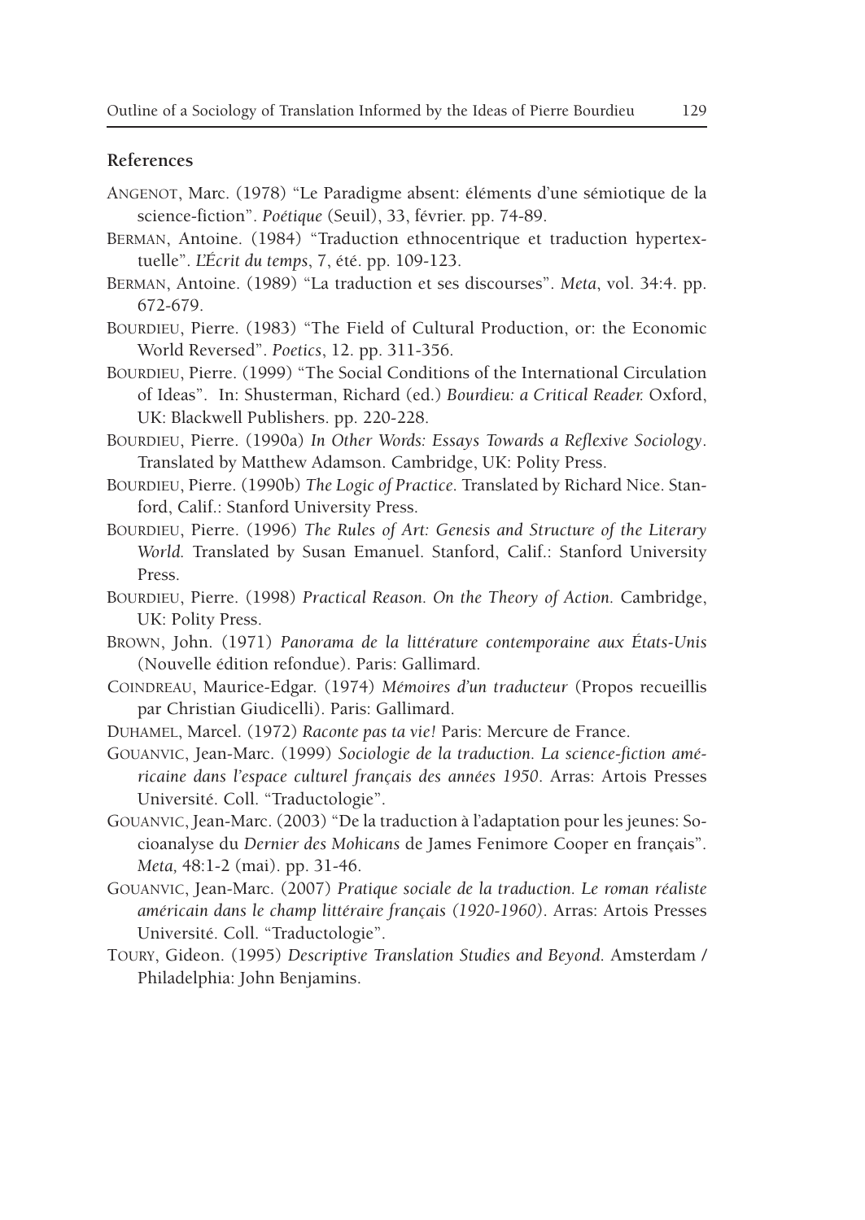## References

ANGENOT, Marc. (1978) "Le Paradigme absent: éléments d'une sémiotique de la science-fiction". *Poétique* (Seuil), 33, février. pp. 74-89.

BERMAN, Antoine. (1984) "Traduction ethnocentrique et traduction hypertextuelle". *L'Écrit du temps*, 7, été. pp. 109-123.

BERMAN, Antoine. (1989) "La traduction et ses discourses". *Meta*, vol. 34:4. pp. 672-679.

BOURDIEU, Pierre. (1983) "The Field of Cultural Production, or: the Economic World Reversed". *Poetics*, 12. pp. 311-356.

BOURDIEU, Pierre. (1999) "The Social Conditions of the International Circulation of Ideas". In: Shusterman, Richard (ed.) *Bourdieu: a Critical Reader.* Oxford, UK: Blackwell Publishers. pp. 220-228.

BOURDIEU, Pierre. (1990a) *In Other Words: Essays Towards a Reflexive Sociology*. Translated by Matthew Adamson. Cambridge, UK: Polity Press.

BOURDIEU, Pierre. (1990b) *The Logic of Practice.* Translated by Richard Nice. Stanford, Calif.: Stanford University Press.

BOURDIEU, Pierre. (1996) *The Rules of Art: Genesis and Structure of the Literary World.* Translated by Susan Emanuel. Stanford, Calif.: Stanford University Press.

BOURDIEU, Pierre. (1998) *Practical Reason. On the Theory of Action.* Cambridge, UK: Polity Press.

BROWN, John. (1971) *Panorama de la littérature contemporaine aux États-Unis* (Nouvelle édition refondue). Paris: Gallimard.

COINDREAU, Maurice-Edgar. (1974) *Mémoires d'un traducteur* (Propos recueillis par Christian Giudicelli). Paris: Gallimard.

DUHAMEL, Marcel. (1972) *Raconte pas ta vie!* Paris: Mercure de France.

GOUANVIC, Jean-Marc. (1999) *Sociologie de la traduction. La science-fiction américaine dans l'espace culturel français des années 1950*. Arras: Artois Presses Université. Coll. "Traductologie".

GOUANVIC, Jean-Marc. (2003) "De la traduction à l'adaptation pour les jeunes: Socioanalyse du *Dernier des Mohicans* de James Fenimore Cooper en français". *Meta,* 48:1-2 (mai). pp. 31-46.

GOUANVIC, Jean-Marc. (2007) *Pratique sociale de la traduction. Le roman réaliste américain dans le champ littéraire français (1920-1960)*. Arras: Artois Presses Université. Coll. "Traductologie".

TOURY, Gideon. (1995) *Descriptive Translation Studies and Beyond.* Amsterdam / Philadelphia: John Benjamins.